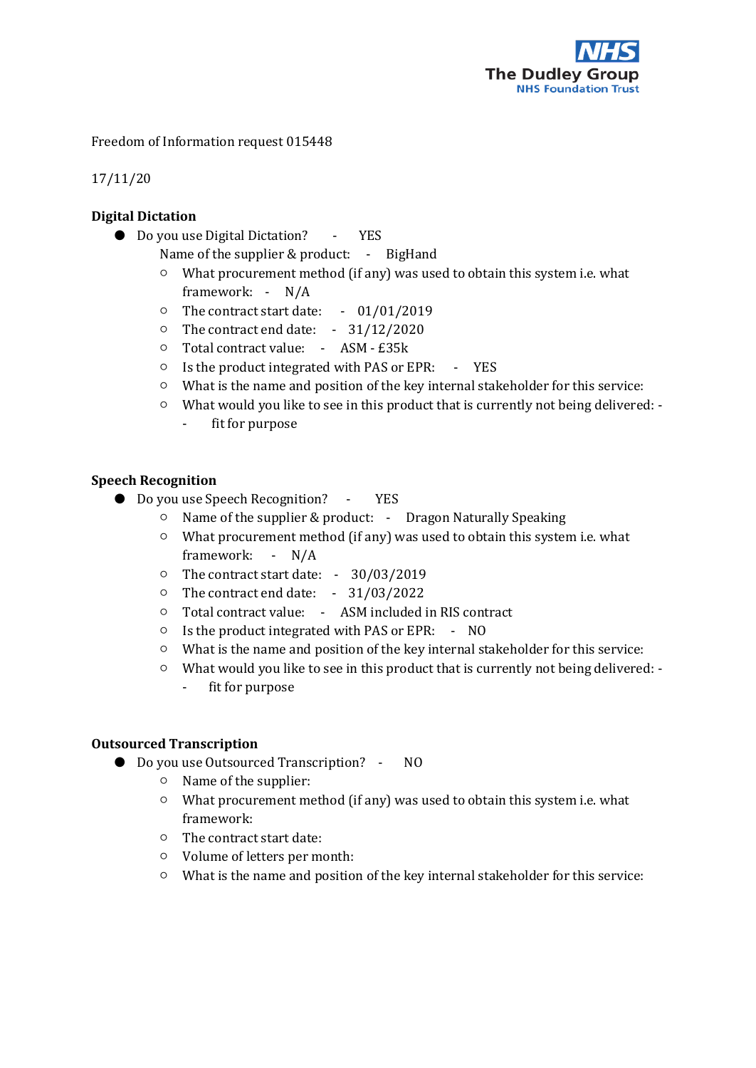The Dudley Group
NHS Foundation Trust

Freedom of Information request 015448

17/11/20

**Digital Dictation**

- Do you use Digital Dictation? - YES
  
  Name of the supplier & product: - BigHand
  - What procurement method (if any) was used to obtain this system i.e. what framework: - N/A
  - The contract start date: - 01/01/2019
  - The contract end date: - 31/12/2020
  - Total contract value: - ASM - £35k
  - Is the product integrated with PAS or EPR: - YES
  - What is the name and position of the key internal stakeholder for this service:
  - What would you like to see in this product that is currently not being delivered: -
    - fit for purpose

**Speech Recognition**

- Do you use Speech Recognition? - YES
  - Name of the supplier & product: - Dragon Naturally Speaking
  - What procurement method (if any) was used to obtain this system i.e. what framework: - N/A
  - The contract start date: - 30/03/2019
  - The contract end date: - 31/03/2022
  - Total contract value: - ASM included in RIS contract
  - Is the product integrated with PAS or EPR: - NO
  - What is the name and position of the key internal stakeholder for this service:
  - What would you like to see in this product that is currently not being delivered: -
    - fit for purpose

**Outsourced Transcription**

- Do you use Outsourced Transcription? - NO
  - Name of the supplier:
  - What procurement method (if any) was used to obtain this system i.e. what framework:
  - The contract start date:
  - Volume of letters per month:
  - What is the name and position of the key internal stakeholder for this service: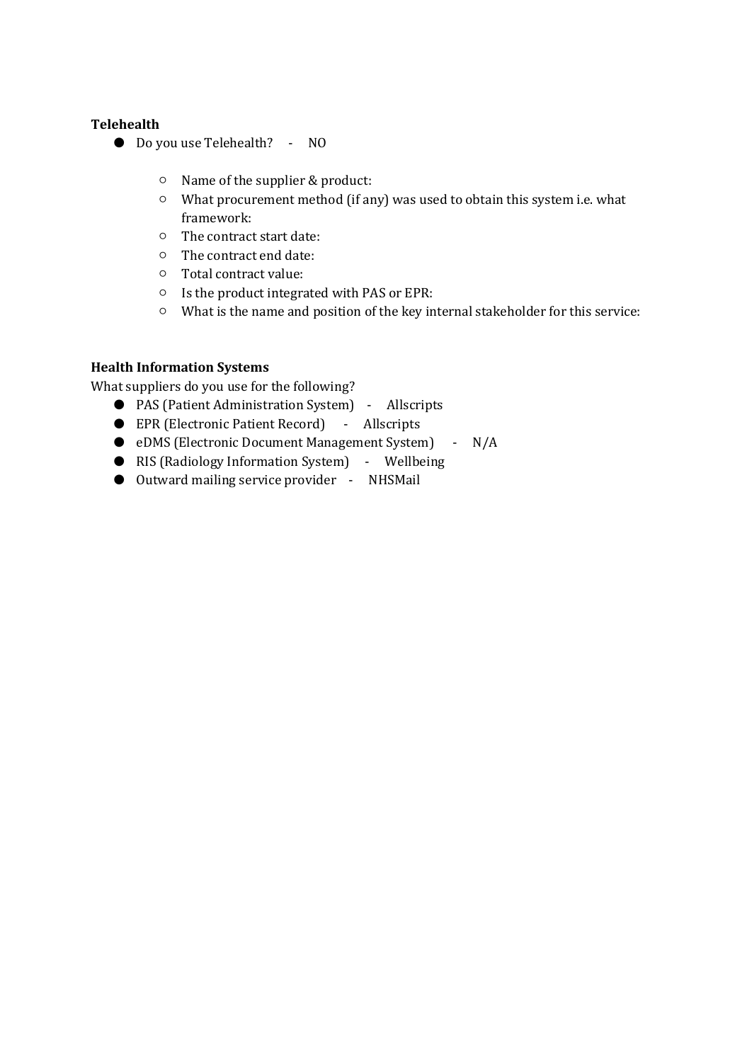**Telehealth**

- Do you use Telehealth? - NO
    - Name of the supplier & product:
    - What procurement method (if any) was used to obtain this system i.e. what framework:
    - The contract start date:
    - The contract end date:
    - Total contract value:
    - Is the product integrated with PAS or EPR:
    - What is the name and position of the key internal stakeholder for this service:

**Health Information Systems**

What suppliers do you use for the following?

- PAS (Patient Administration System) - Allscripts
- EPR (Electronic Patient Record) - Allscripts
- eDMS (Electronic Document Management System) - N/A
- RIS (Radiology Information System) - Wellbeing
- Outward mailing service provider - NHSMail